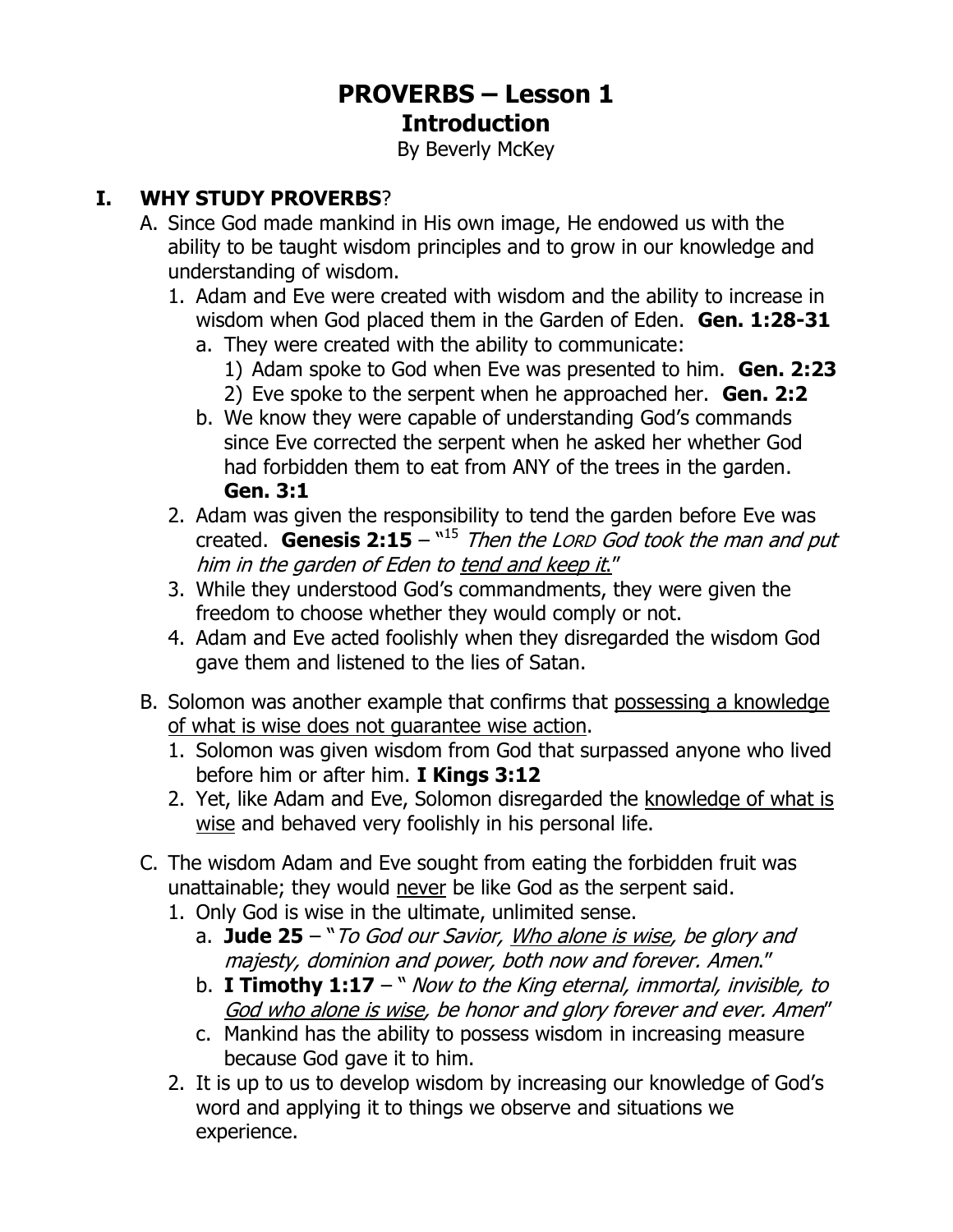# PROVERBS – Lesson 1
## Introduction

By Beverly McKey

### I. WHY STUDY PROVERBS?

A. Since God made mankind in His own image, He endowed us with the ability to be taught wisdom principles and to grow in our knowledge and understanding of wisdom.

1. Adam and Eve were created with wisdom and the ability to increase in wisdom when God placed them in the Garden of Eden. **Gen. 1:28-31**
   a. They were created with the ability to communicate:
      1) Adam spoke to God when Eve was presented to him. **Gen. 2:23**
      2) Eve spoke to the serpent when he approached her. **Gen. 2:2**
   b. We know they were capable of understanding God's commands since Eve corrected the serpent when he asked her whether God had forbidden them to eat from ANY of the trees in the garden. **Gen. 3:1**
2. Adam was given the responsibility to tend the garden before Eve was created. **Genesis 2:15** – "[15] *Then the LORD God took the man and put him in the garden of Eden to <u>tend and keep it</u>.*"
3. While they understood God's commandments, they were given the freedom to choose whether they would comply or not.
4. Adam and Eve acted foolishly when they disregarded the wisdom God gave them and listened to the lies of Satan.

B. Solomon was another example that confirms that <u>possessing a knowledge of what is wise does not guarantee wise action</u>.

1. Solomon was given wisdom from God that surpassed anyone who lived before him or after him. **I Kings 3:12**
2. Yet, like Adam and Eve, Solomon disregarded the <u>knowledge of what is wise</u> and behaved very foolishly in his personal life.

C. The wisdom Adam and Eve sought from eating the forbidden fruit was unattainable; they would <u>never</u> be like God as the serpent said.

1. Only God is wise in the ultimate, unlimited sense.
   a. **Jude 25** – "*To God our Savior, <u>Who alone is wise</u>, be glory and majesty, dominion and power, both now and forever. Amen*."
   b. **I Timothy 1:17** – " *Now to the King eternal, immortal, invisible, to <u>God who alone is wise</u>, be honor and glory forever and ever. Amen*"
   c. Mankind has the ability to possess wisdom in increasing measure because God gave it to him.
2. It is up to us to develop wisdom by increasing our knowledge of God's word and applying it to things we observe and situations we experience.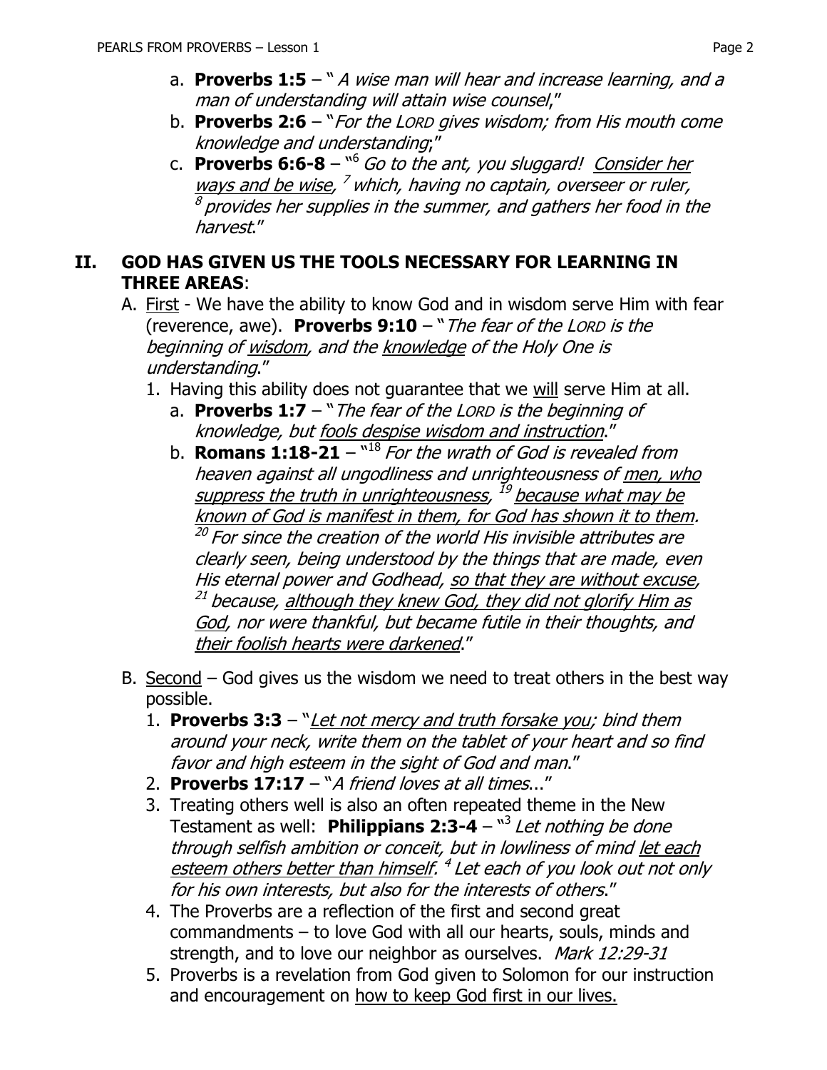a. **Proverbs 1:5** – " *A wise man will hear and increase learning, and a man of understanding will attain wise counsel*,"
b. **Proverbs 2:6** – "*For the LORD gives wisdom; from His mouth come knowledge and understanding*;"
c. **Proverbs 6:6-8** – "[6] *Go to the ant, you sluggard! Consider her ways and be wise, [7] which, having no captain, overseer or ruler, [8] provides her supplies in the summer, and gathers her food in the harvest*."

## II. GOD HAS GIVEN US THE TOOLS NECESSARY FOR LEARNING IN THREE AREAS:

A. First - We have the ability to know God and in wisdom serve Him with fear (reverence, awe). **Proverbs 9:10** – "*The fear of the LORD is the beginning of wisdom, and the knowledge of the Holy One is understanding*."

1. Having this ability does not guarantee that we will serve Him at all.
   a. **Proverbs 1:7** – "*The fear of the LORD is the beginning of knowledge, but fools despise wisdom and instruction*."
   b. **Romans 1:18-21** – "[18] *For the wrath of God is revealed from heaven against all ungodliness and unrighteousness of men, who suppress the truth in unrighteousness, [19] because what may be known of God is manifest in them, for God has shown it to them. [20] For since the creation of the world His invisible attributes are clearly seen, being understood by the things that are made, even His eternal power and Godhead, so that they are without excuse, [21] because, although they knew God, they did not glorify Him as God, nor were thankful, but became futile in their thoughts, and their foolish hearts were darkened*."

B. Second – God gives us the wisdom we need to treat others in the best way possible.

1. **Proverbs 3:3** – "*Let not mercy and truth forsake you; bind them around your neck, write them on the tablet of your heart and so find favor and high esteem in the sight of God and man*."
2. **Proverbs 17:17** – "*A friend loves at all times*..."
3. Treating others well is also an often repeated theme in the New Testament as well: **Philippians 2:3-4** – "[3] *Let nothing be done through selfish ambition or conceit, but in lowliness of mind let each esteem others better than himself. [4] Let each of you look out not only for his own interests, but also for the interests of others*."
4. The Proverbs are a reflection of the first and second great commandments – to love God with all our hearts, souls, minds and strength, and to love our neighbor as ourselves. *Mark 12:29-31*
5. Proverbs is a revelation from God given to Solomon for our instruction and encouragement on how to keep God first in our lives.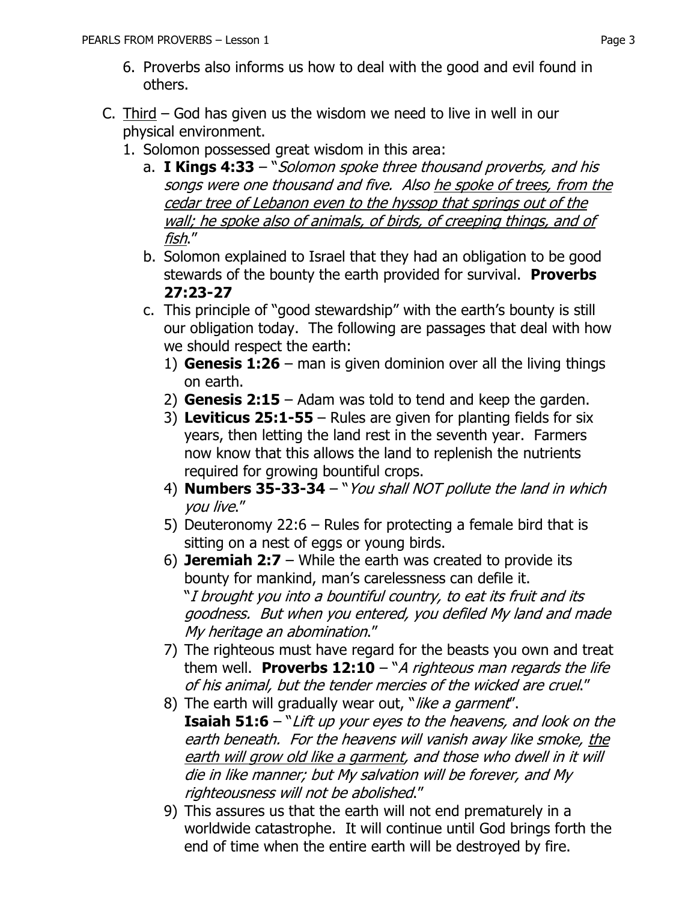6. Proverbs also informs us how to deal with the good and evil found in others.

C. <u>Third</u> – God has given us the wisdom we need to live in well in our physical environment.

1. Solomon possessed great wisdom in this area:

   a. **I Kings 4:33** – "*Solomon spoke three thousand proverbs, and his songs were one thousand and five. Also <u>he spoke of trees, from the cedar tree of Lebanon even to the hyssop that springs out of the wall; he spoke also of animals, of birds, of creeping things, and of fish</u>.*"

   b. Solomon explained to Israel that they had an obligation to be good stewards of the bounty the earth provided for survival. **Proverbs 27:23-27**

   c. This principle of "good stewardship" with the earth's bounty is still our obligation today. The following are passages that deal with how we should respect the earth:

      1) **Genesis 1:26** – man is given dominion over all the living things on earth.
      2) **Genesis 2:15** – Adam was told to tend and keep the garden.
      3) **Leviticus 25:1-55** – Rules are given for planting fields for six years, then letting the land rest in the seventh year. Farmers now know that this allows the land to replenish the nutrients required for growing bountiful crops.
      4) **Numbers 35-33-34** – "*You shall NOT pollute the land in which you live*."
      5) Deuteronomy 22:6 – Rules for protecting a female bird that is sitting on a nest of eggs or young birds.
      6) **Jeremiah 2:7** – While the earth was created to provide its bounty for mankind, man's carelessness can defile it. "*I brought you into a bountiful country, to eat its fruit and its goodness. But when you entered, you defiled My land and made My heritage an abomination*."
      7) The righteous must have regard for the beasts you own and treat them well. **Proverbs 12:10** – "*A righteous man regards the life of his animal, but the tender mercies of the wicked are cruel*."
      8) The earth will gradually wear out, "*like a garment*". **Isaiah 51:6** – "*Lift up your eyes to the heavens, and look on the earth beneath. For the heavens will vanish away like smoke, <u>the earth will grow old like a garment</u>, and those who dwell in it will die in like manner; but My salvation will be forever, and My righteousness will not be abolished*."
      9) This assures us that the earth will not end prematurely in a worldwide catastrophe. It will continue until God brings forth the end of time when the entire earth will be destroyed by fire.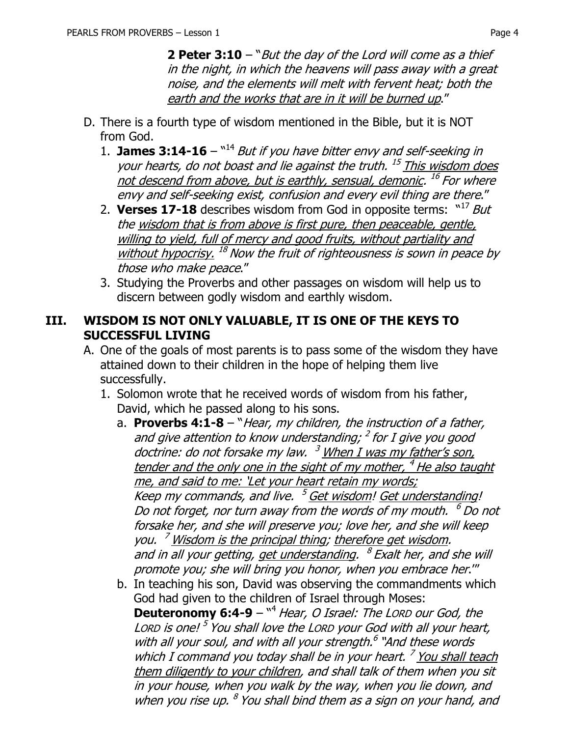**2 Peter 3:10** – "*But the day of the Lord will come as a thief in the night, in which the heavens will pass away with a great noise, and the elements will melt with fervent heat; both the <u>earth and the works that are in it will be burned up</u>.*"

D. There is a fourth type of wisdom mentioned in the Bible, but it is NOT from God.

1. **James 3:14-16** – "[14] *But if you have bitter envy and self-seeking in your hearts, do not boast and lie against the truth.* [15] *<u>This wisdom does not descend from above, but is earthly, sensual, demonic</u>.* [16] *For where envy and self-seeking exist, confusion and every evil thing are there*."
2. **Verses 17-18** describes wisdom from God in opposite terms: "[17] *But the <u>wisdom that is from above is first pure, then peaceable, gentle, willing to yield, full of mercy and good fruits, without partiality and without hypocrisy.</u>* [18] *Now the fruit of righteousness is sown in peace by those who make peace*."
3. Studying the Proverbs and other passages on wisdom will help us to discern between godly wisdom and earthly wisdom.

## III. WISDOM IS NOT ONLY VALUABLE, IT IS ONE OF THE KEYS TO SUCCESSFUL LIVING

A. One of the goals of most parents is to pass some of the wisdom they have attained down to their children in the hope of helping them live successfully.

1. Solomon wrote that he received words of wisdom from his father, David, which he passed along to his sons.
   a. **Proverbs 4:1-8** – "*Hear, my children, the instruction of a father, and give attention to know understanding;* [2] *for I give you good doctrine: do not forsake my law.* [3] *<u>When I was my father's son, tender and the only one in the sight of my mother,</u>* [4] *<u>He also taught me, and said to me: 'Let your heart retain my words;</u> Keep my commands, and live.* [5] *<u>Get wisdom</u>! <u>Get understanding</u>! Do not forget, nor turn away from the words of my mouth.* [6] *Do not forsake her, and she will preserve you; love her, and she will keep you.* [7] *<u>Wisdom is the principal thing</u>; <u>therefore get wisdom</u>. and in all your getting, <u>get understanding</u>.* [8] *Exalt her, and she will promote you; she will bring you honor, when you embrace her*.'"
   b. In teaching his son, David was observing the commandments which God had given to the children of Israel through Moses: **Deuteronomy 6:4-9** – "[4] *Hear, O Israel: The LORD our God, the LORD is one!* [5] *You shall love the LORD your God with all your heart, with all your soul, and with all your strength.*[6] *"And these words which I command you today shall be in your heart.* [7] *<u>You shall teach them diligently to your children</u>, and shall talk of them when you sit in your house, when you walk by the way, when you lie down, and when you rise up.* [8] *You shall bind them as a sign on your hand, and*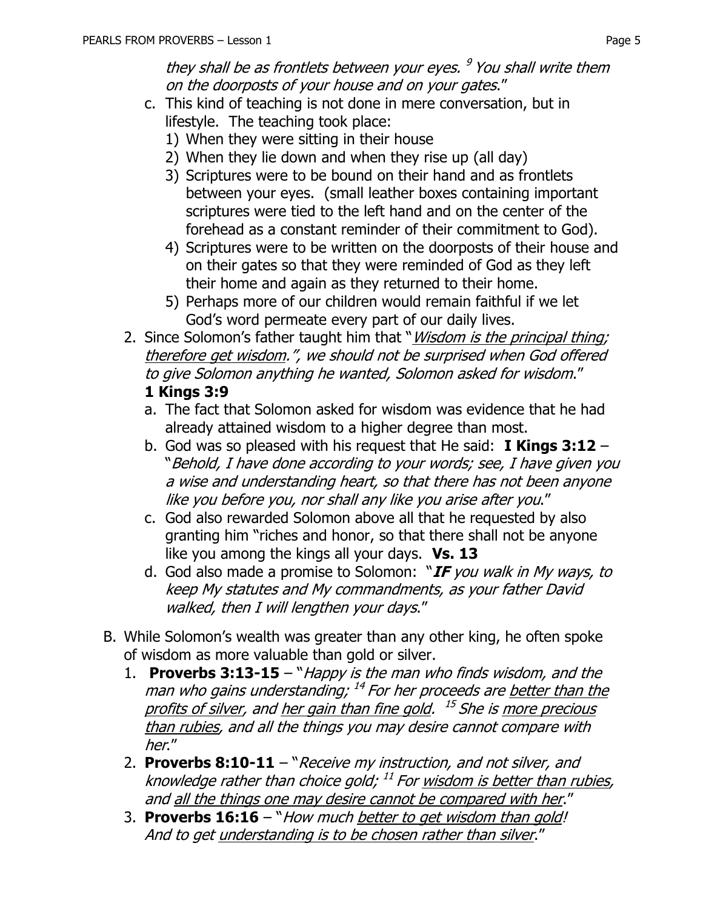*they shall be as frontlets between your eyes.* [9] *You shall write them on the doorposts of your house and on your gates*."

   c. This kind of teaching is not done in mere conversation, but in lifestyle. The teaching took place:
      1) When they were sitting in their house
      2) When they lie down and when they rise up (all day)
      3) Scriptures were to be bound on their hand and as frontlets between your eyes. (small leather boxes containing important scriptures were tied to the left hand and on the center of the forehead as a constant reminder of their commitment to God).
      4) Scriptures were to be written on the doorposts of their house and on their gates so that they were reminded of God as they left their home and again as they returned to their home.
      5) Perhaps more of our children would remain faithful if we let God's word permeate every part of our daily lives.

2. Since Solomon's father taught him that "*<u>Wisdom is the principal thing</u>; <u>therefore get wisdom</u>.", we should not be surprised when God offered to give Solomon anything he wanted, Solomon asked for wisdom*." **1 Kings 3:9**
   a. The fact that Solomon asked for wisdom was evidence that he had already attained wisdom to a higher degree than most.
   b. God was so pleased with his request that He said: **I Kings 3:12** – "*Behold, I have done according to your words; see, I have given you a wise and understanding heart, so that there has not been anyone like you before you, nor shall any like you arise after you*."
   c. God also rewarded Solomon above all that he requested by also granting him "riches and honor, so that there shall not be anyone like you among the kings all your days. **Vs. 13**
   d. God also made a promise to Solomon: "***IF*** *you walk in My ways, to keep My statutes and My commandments, as your father David walked, then I will lengthen your days*."

B. While Solomon's wealth was greater than any other king, he often spoke of wisdom as more valuable than gold or silver.
   1. **Proverbs 3:13-15** – "*Happy is the man who finds wisdom, and the man who gains understanding;* [14] *For her proceeds are <u>better than the profits of silver</u>, and <u>her gain than fine gold</u>.* [15] *She is <u>more precious than rubies</u>, and all the things you may desire cannot compare with her*."
   2. **Proverbs 8:10-11** – "*Receive my instruction, and not silver, and knowledge rather than choice gold;* [11] *For <u>wisdom is better than rubies</u>, and <u>all the things one may desire cannot be compared with her</u>*."
   3. **Proverbs 16:16** – "*How much <u>better to get wisdom than gold</u>! And to get <u>understanding is to be chosen rather than silver</u>*."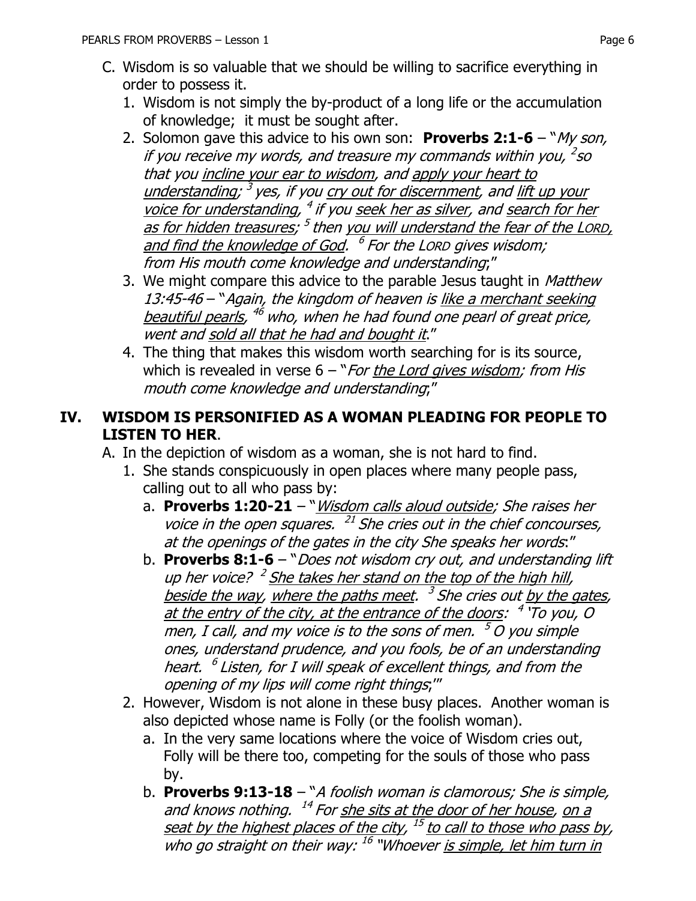C. Wisdom is so valuable that we should be willing to sacrifice everything in order to possess it.

1. Wisdom is not simply the by-product of a long life or the accumulation of knowledge; it must be sought after.
2. Solomon gave this advice to his own son: **Proverbs 2:1-6** – "*My son, if you receive my words, and treasure my commands within you, [2] so that you incline your ear to wisdom, and apply your heart to understanding; [3] yes, if you cry out for discernment, and lift up your voice for understanding, [4] if you seek her as silver, and search for her as for hidden treasures; [5] then you will understand the fear of the LORD, and find the knowledge of God. [6] For the LORD gives wisdom; from His mouth come knowledge and understanding*;"
3. We might compare this advice to the parable Jesus taught in *Matthew 13:45-46* – "*Again, the kingdom of heaven is like a merchant seeking beautiful pearls, [46] who, when he had found one pearl of great price, went and sold all that he had and bought it*."
4. The thing that makes this wisdom worth searching for is its source, which is revealed in verse 6 – "*For the Lord gives wisdom; from His mouth come knowledge and understanding*;"

## IV. WISDOM IS PERSONIFIED AS A WOMAN PLEADING FOR PEOPLE TO LISTEN TO HER.

A. In the depiction of wisdom as a woman, she is not hard to find.

1. She stands conspicuously in open places where many people pass, calling out to all who pass by:
   a. **Proverbs 1:20-21** – "*Wisdom calls aloud outside; She raises her voice in the open squares. [21] She cries out in the chief concourses, at the openings of the gates in the city She speaks her words*:"
   b. **Proverbs 8:1-6** – "*Does not wisdom cry out, and understanding lift up her voice? [2] She takes her stand on the top of the high hill, beside the way, where the paths meet. [3] She cries out by the gates, at the entry of the city, at the entrance of the doors: [4] 'To you, O men, I call, and my voice is to the sons of men. [5] O you simple ones, understand prudence, and you fools, be of an understanding heart. [6] Listen, for I will speak of excellent things, and from the opening of my lips will come right things*;'"
2. However, Wisdom is not alone in these busy places. Another woman is also depicted whose name is Folly (or the foolish woman).
   a. In the very same locations where the voice of Wisdom cries out, Folly will be there too, competing for the souls of those who pass by.
   b. **Proverbs 9:13-18** – "*A foolish woman is clamorous; She is simple, and knows nothing. [14] For she sits at the door of her house, on a seat by the highest places of the city, [15] to call to those who pass by, who go straight on their way: [16] "Whoever is simple, let him turn in*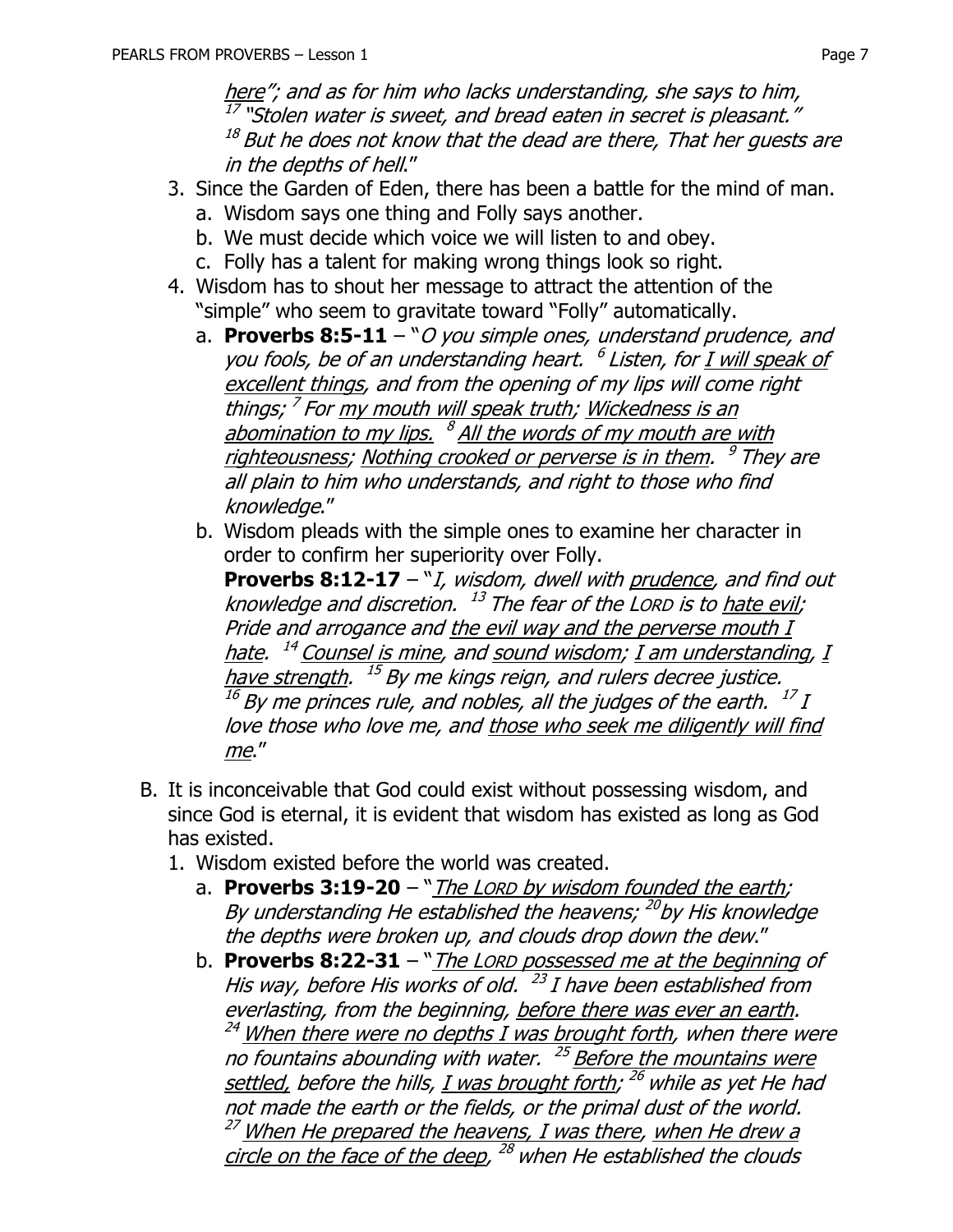<u>here</u>"; and as for him who lacks understanding, she says to him, [17] "Stolen water is sweet, and bread eaten in secret is pleasant." [18] But he does not know that the dead are there, That her guests are in the depths of hell."

3. Since the Garden of Eden, there has been a battle for the mind of man.
   a. Wisdom says one thing and Folly says another.
   b. We must decide which voice we will listen to and obey.
   c. Folly has a talent for making wrong things look so right.
4. Wisdom has to shout her message to attract the attention of the "simple" who seem to gravitate toward "Folly" automatically.
   a. **Proverbs 8:5-11** – "*O you simple ones, understand prudence, and you fools, be of an understanding heart.* [6] *Listen, for <u>I will speak of excellent things</u>, and from the opening of my lips will come right things;* [7] *For <u>my mouth will speak truth</u>; <u>Wickedness is an abomination to my lips.</u>* [8] *<u>All the words of my mouth are with righteousness</u>; <u>Nothing crooked or perverse is in them</u>.* [9] *They are all plain to him who understands, and right to those who find knowledge*."
   b. Wisdom pleads with the simple ones to examine her character in order to confirm her superiority over Folly.
      **Proverbs 8:12-17** – "*I, wisdom, dwell with <u>prudence</u>, and find out knowledge and discretion.* [13] *The fear of the LORD is to <u>hate evil</u>; Pride and arrogance and <u>the evil way and the perverse mouth I hate</u>.* [14] *<u>Counsel is mine</u>, and <u>sound wisdom</u>; <u>I am understanding</u>, <u>I have strength</u>.* [15] *By me kings reign, and rulers decree justice.* [16] *By me princes rule, and nobles, all the judges of the earth.* [17] *I love those who love me, and <u>those who seek me diligently will find me</u>*."

B. It is inconceivable that God could exist without possessing wisdom, and since God is eternal, it is evident that wisdom has existed as long as God has existed.
   1. Wisdom existed before the world was created.
      a. **Proverbs 3:19-20** – "*<u>The LORD by wisdom founded the earth</u>; By understanding He established the heavens;* [20] *by His knowledge the depths were broken up, and clouds drop down the dew*."
      b. **Proverbs 8:22-31** – "*<u>The LORD possessed me at the beginning</u> of His way, before His works of old.* [23] *I have been established from everlasting, from the beginning, <u>before there was ever an earth</u>.* [24] *<u>When there were no depths I was brought forth</u>, when there were no fountains abounding with water.* [25] *<u>Before the mountains were settled,</u> before the hills, <u>I was brought forth</u>;* [26] *while as yet He had not made the earth or the fields, or the primal dust of the world.* [27] *<u>When He prepared the heavens, I was there</u>, <u>when He drew a circle on the face of the deep</u>,* [28] *when He established the clouds*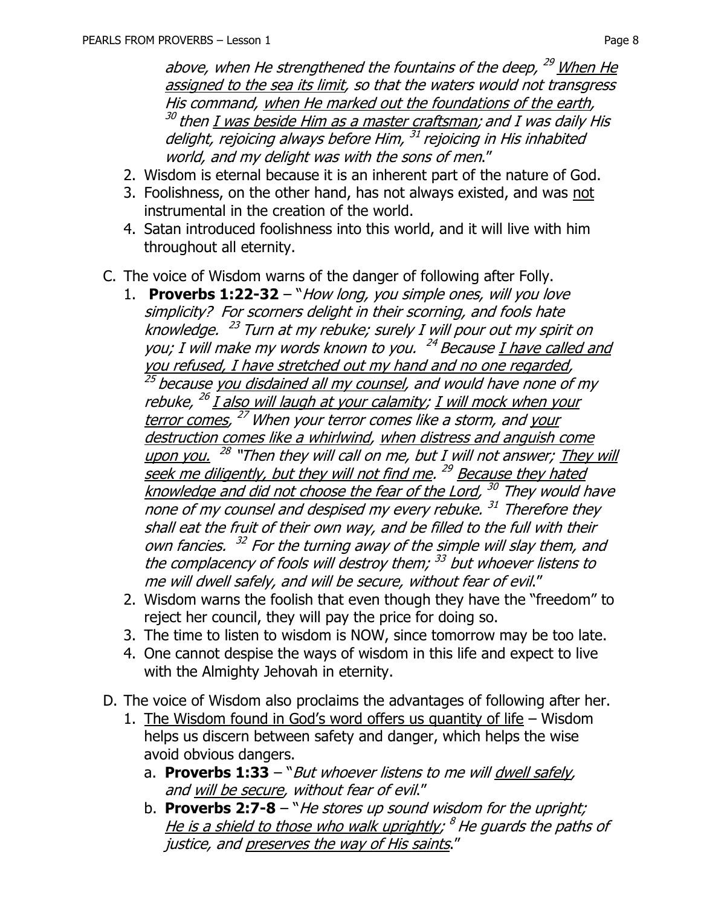*above, when He strengthened the fountains of the deep,* [29] *When He assigned to the sea its limit, so that the waters would not transgress His command, when He marked out the foundations of the earth,* [30] *then I was beside Him as a master craftsman; and I was daily His delight, rejoicing always before Him,* [31] *rejoicing in His inhabited world, and my delight was with the sons of men."*

2. Wisdom is eternal because it is an inherent part of the nature of God.
3. Foolishness, on the other hand, has not always existed, and was not instrumental in the creation of the world.
4. Satan introduced foolishness into this world, and it will live with him throughout all eternity.

C. The voice of Wisdom warns of the danger of following after Folly.

1. **Proverbs 1:22-32** – "*How long, you simple ones, will you love simplicity? For scorners delight in their scorning, and fools hate knowledge.* [23] *Turn at my rebuke; surely I will pour out my spirit on you; I will make my words known to you.* [24] *Because I have called and you refused, I have stretched out my hand and no one regarded,* [25] *because you disdained all my counsel, and would have none of my rebuke,* [26] *I also will laugh at your calamity; I will mock when your terror comes,* [27] *When your terror comes like a storm, and your destruction comes like a whirlwind, when distress and anguish come upon you.* [28] *"Then they will call on me, but I will not answer; They will seek me diligently, but they will not find me.* [29] *Because they hated knowledge and did not choose the fear of the Lord,* [30] *They would have none of my counsel and despised my every rebuke.* [31] *Therefore they shall eat the fruit of their own way, and be filled to the full with their own fancies.* [32] *For the turning away of the simple will slay them, and the complacency of fools will destroy them;* [33] *but whoever listens to me will dwell safely, and will be secure, without fear of evil."*
2. Wisdom warns the foolish that even though they have the "freedom" to reject her council, they will pay the price for doing so.
3. The time to listen to wisdom is NOW, since tomorrow may be too late.
4. One cannot despise the ways of wisdom in this life and expect to live with the Almighty Jehovah in eternity.

D. The voice of Wisdom also proclaims the advantages of following after her.

1. The Wisdom found in God's word offers us quantity of life – Wisdom helps us discern between safety and danger, which helps the wise avoid obvious dangers.
   a. **Proverbs 1:33** – "*But whoever listens to me will dwell safely, and will be secure, without fear of evil.*"
   b. **Proverbs 2:7-8** – "*He stores up sound wisdom for the upright; He is a shield to those who walk uprightly;* [8] *He guards the paths of justice, and preserves the way of His saints.*"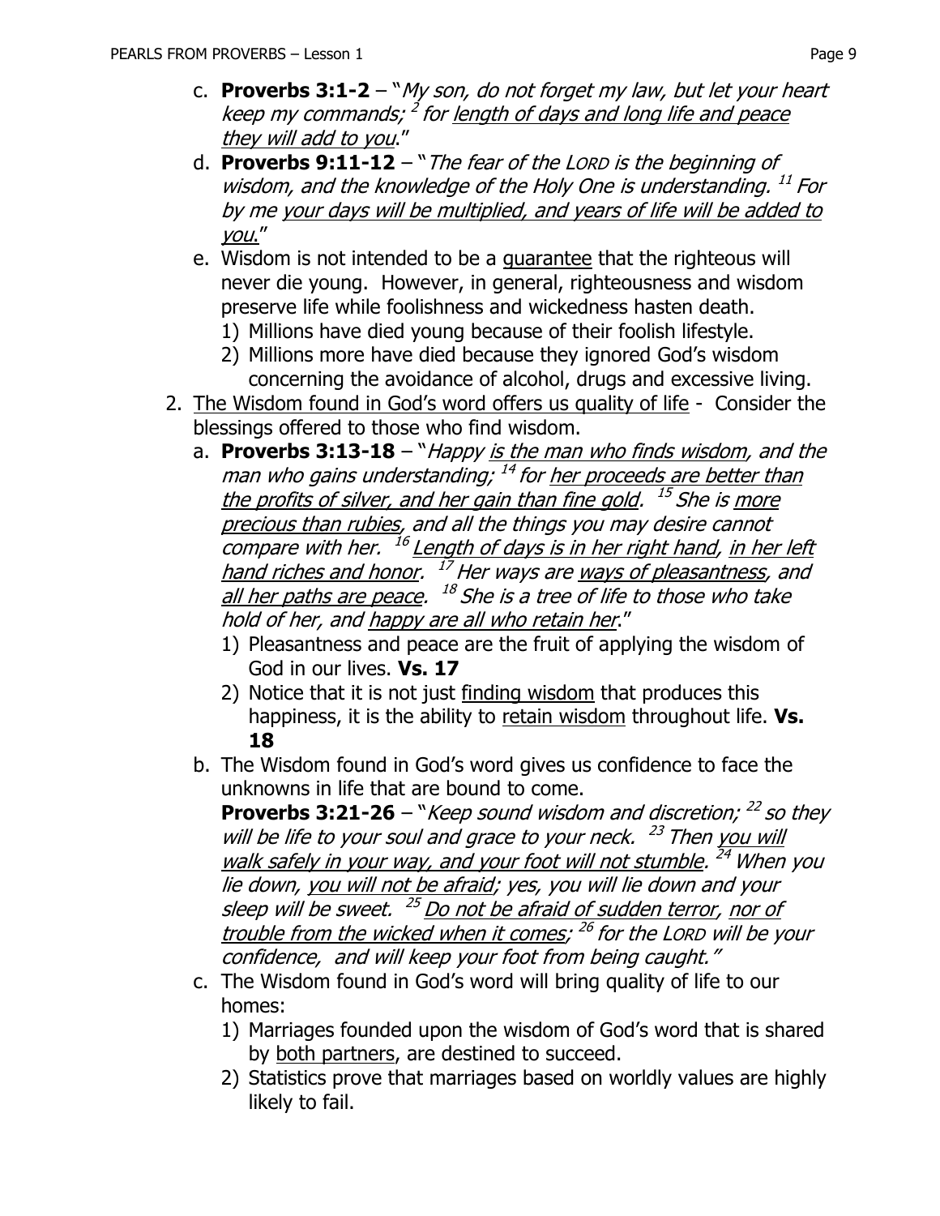c. **Proverbs 3:1-2** – "*My son, do not forget my law, but let your heart keep my commands;* [2] *for length of days and long life and peace they will add to you.*"

d. **Proverbs 9:11-12** – "*The fear of the LORD is the beginning of wisdom, and the knowledge of the Holy One is understanding.* [11] *For by me your days will be multiplied, and years of life will be added to you.*"

e. Wisdom is not intended to be a guarantee that the righteous will never die young. However, in general, righteousness and wisdom preserve life while foolishness and wickedness hasten death.
   1) Millions have died young because of their foolish lifestyle.
   2) Millions more have died because they ignored God's wisdom concerning the avoidance of alcohol, drugs and excessive living.

2. The Wisdom found in God's word offers us quality of life - Consider the blessings offered to those who find wisdom.

   a. **Proverbs 3:13-18** – "*Happy is the man who finds wisdom, and the man who gains understanding;* [14] *for her proceeds are better than the profits of silver, and her gain than fine gold.* [15] *She is more precious than rubies, and all the things you may desire cannot compare with her.* [16] *Length of days is in her right hand, in her left hand riches and honor.* [17] *Her ways are ways of pleasantness, and all her paths are peace.* [18] *She is a tree of life to those who take hold of her, and happy are all who retain her.*"
      1) Pleasantness and peace are the fruit of applying the wisdom of God in our lives. **Vs. 17**
      2) Notice that it is not just finding wisdom that produces this happiness, it is the ability to retain wisdom throughout life. **Vs. 18**

   b. The Wisdom found in God's word gives us confidence to face the unknowns in life that are bound to come.
      **Proverbs 3:21-26** – "*Keep sound wisdom and discretion;* [22] *so they will be life to your soul and grace to your neck.* [23] *Then you will walk safely in your way, and your foot will not stumble.* [24] *When you lie down, you will not be afraid; yes, you will lie down and your sleep will be sweet.* [25] *Do not be afraid of sudden terror, nor of trouble from the wicked when it comes;* [26] *for the LORD will be your confidence, and will keep your foot from being caught.*"

   c. The Wisdom found in God's word will bring quality of life to our homes:
      1) Marriages founded upon the wisdom of God's word that is shared by both partners, are destined to succeed.
      2) Statistics prove that marriages based on worldly values are highly likely to fail.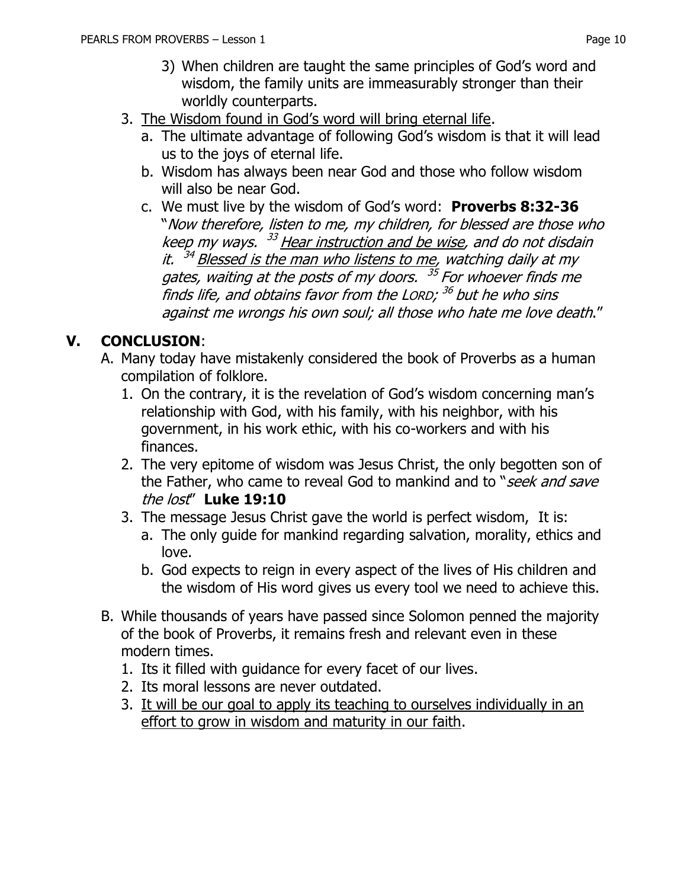3) When children are taught the same principles of God's word and wisdom, the family units are immeasurably stronger than their worldly counterparts.

3. <u>The Wisdom found in God's word will bring eternal life</u>.
   a. The ultimate advantage of following God's wisdom is that it will lead us to the joys of eternal life.
   b. Wisdom has always been near God and those who follow wisdom will also be near God.
   c. We must live by the wisdom of God's word: **Proverbs 8:32-36** "*Now therefore, listen to me, my children, for blessed are those who keep my ways.* [33] *<u>Hear instruction and be wise</u>, and do not disdain it.* [34] *<u>Blessed is the man who listens to me</u>, watching daily at my gates, waiting at the posts of my doors.* [35] *For whoever finds me finds life, and obtains favor from the LORD;* [36] *but he who sins against me wrongs his own soul; all those who hate me love death*."

## V. CONCLUSION:

A. Many today have mistakenly considered the book of Proverbs as a human compilation of folklore.
   1. On the contrary, it is the revelation of God's wisdom concerning man's relationship with God, with his family, with his neighbor, with his government, in his work ethic, with his co-workers and with his finances.
   2. The very epitome of wisdom was Jesus Christ, the only begotten son of the Father, who came to reveal God to mankind and to "*seek and save the lost*" **Luke 19:10**
   3. The message Jesus Christ gave the world is perfect wisdom, It is:
      a. The only guide for mankind regarding salvation, morality, ethics and love.
      b. God expects to reign in every aspect of the lives of His children and the wisdom of His word gives us every tool we need to achieve this.

B. While thousands of years have passed since Solomon penned the majority of the book of Proverbs, it remains fresh and relevant even in these modern times.
   1. Its it filled with guidance for every facet of our lives.
   2. Its moral lessons are never outdated.
   3. <u>It will be our goal to apply its teaching to ourselves individually in an effort to grow in wisdom and maturity in our faith</u>.